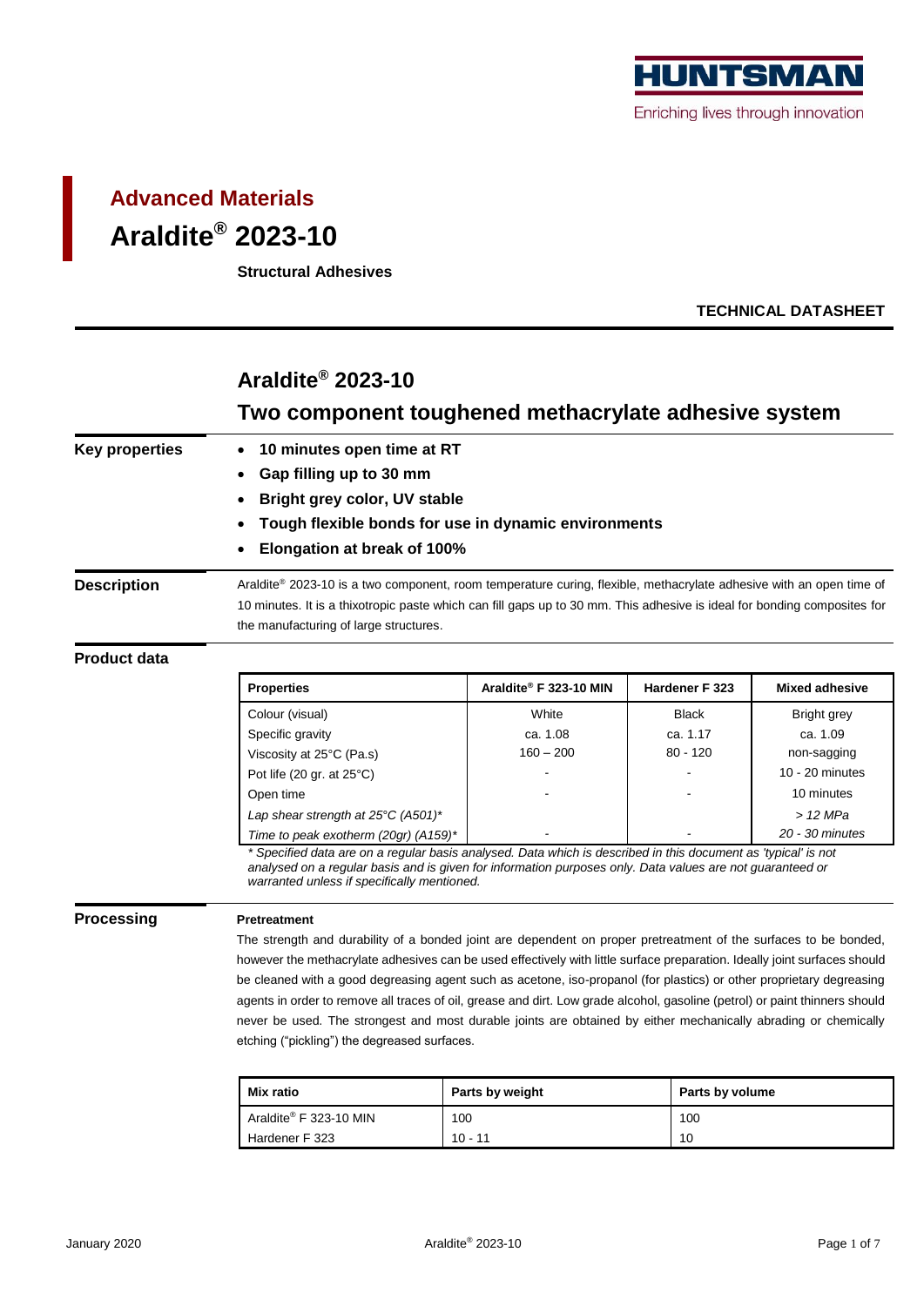# Advanced Materials

# Araldite® 2023-10

**Structural Adhesives**

**TECHNICAL DATASHEET**

## Araldite® 2023-10

## Two component toughened methacrylate adhesive system

### Key properties

- **10 minutes open time at RT**
- **Gap filling up to 30 mm**
- **Bright grey color, UV stable**
- **Tough flexible bonds for use in dynamic environments**
- **Elongation at break of 100%**

### Description

Araldite® 2023-10 is a two component, room temperature curing, flexible, methacrylate adhesive with an open time of 10 minutes. It is a thixotropic paste which can fill gaps up to 30 mm. This adhesive is ideal for bonding composites for the manufacturing of large structures.

### Product data

| Properties | Araldite® F 323-10 MIN | Hardener F 323 | Mixed adhesive |
|---|---|---|---|
| Colour (visual) | White | Black | Bright grey |
| Specific gravity | ca. 1.08 | ca. 1.17 | ca. 1.09 |
| Viscosity at 25°C (Pa.s) | 160 – 200 | 80 - 120 | non-sagging |
| Pot life (20 gr. at 25°C) | - | - | 10 - 20 minutes |
| Open time | - | - | 10 minutes |
| *Lap shear strength at 25°C (A501)** | | | *> 12 MPa* |
| *Time to peak exotherm (20gr) (A159)** | - | - | *20 - 30 minutes* |

*\* Specified data are on a regular basis analysed. Data which is described in this document as 'typical' is not analysed on a regular basis and is given for information purposes only. Data values are not guaranteed or warranted unless if specifically mentioned.*

### Processing

**Pretreatment**

The strength and durability of a bonded joint are dependent on proper pretreatment of the surfaces to be bonded, however the methacrylate adhesives can be used effectively with little surface preparation. Ideally joint surfaces should be cleaned with a good degreasing agent such as acetone, iso-propanol (for plastics) or other proprietary degreasing agents in order to remove all traces of oil, grease and dirt. Low grade alcohol, gasoline (petrol) or paint thinners should never be used. The strongest and most durable joints are obtained by either mechanically abrading or chemically etching ("pickling") the degreased surfaces.

| Mix ratio | Parts by weight | Parts by volume |
|---|---|---|
| Araldite® F 323-10 MIN | 100 | 100 |
| Hardener F 323 | 10 - 11 | 10 |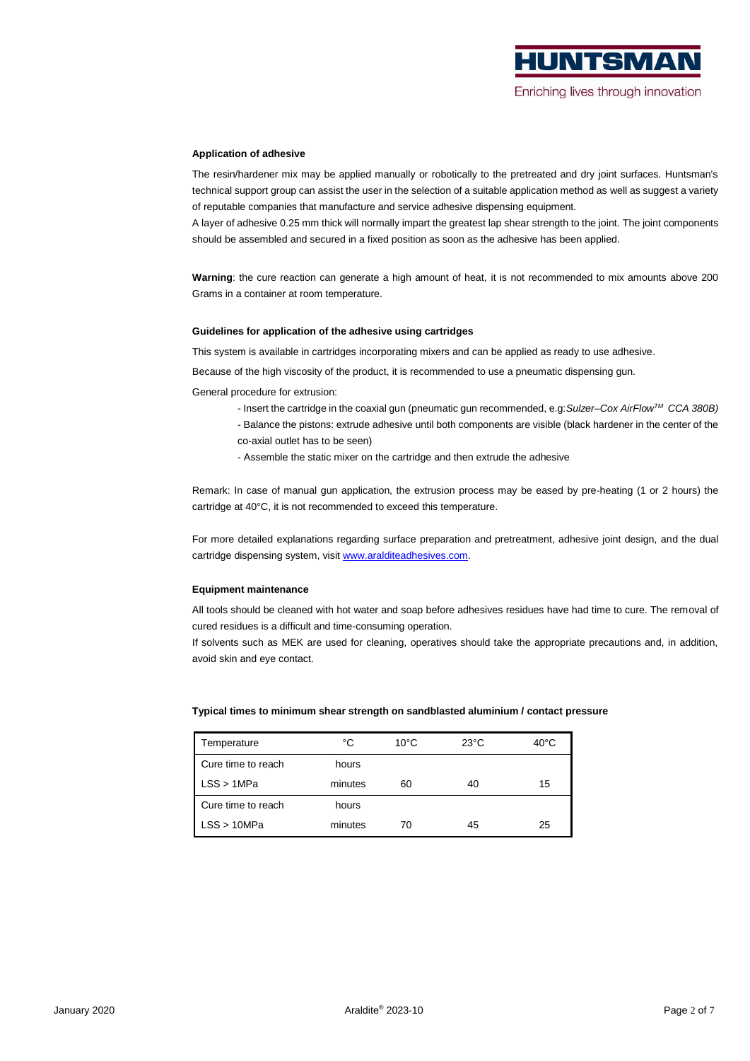**Application of adhesive**

The resin/hardener mix may be applied manually or robotically to the pretreated and dry joint surfaces. Huntsman's technical support group can assist the user in the selection of a suitable application method as well as suggest a variety of reputable companies that manufacture and service adhesive dispensing equipment.
A layer of adhesive 0.25 mm thick will normally impart the greatest lap shear strength to the joint. The joint components should be assembled and secured in a fixed position as soon as the adhesive has been applied.

**Warning**: the cure reaction can generate a high amount of heat, it is not recommended to mix amounts above 200 Grams in a container at room temperature.

**Guidelines for application of the adhesive using cartridges**

This system is available in cartridges incorporating mixers and can be applied as ready to use adhesive.

Because of the high viscosity of the product, it is recommended to use a pneumatic dispensing gun.

General procedure for extrusion:

- Insert the cartridge in the coaxial gun (pneumatic gun recommended, e.g:*Sulzer–Cox AirFlow™ CCA 380B)*
- Balance the pistons: extrude adhesive until both components are visible (black hardener in the center of the co-axial outlet has to be seen)
- Assemble the static mixer on the cartridge and then extrude the adhesive

Remark: In case of manual gun application, the extrusion process may be eased by pre-heating (1 or 2 hours) the cartridge at 40°C, it is not recommended to exceed this temperature.

For more detailed explanations regarding surface preparation and pretreatment, adhesive joint design, and the dual cartridge dispensing system, visit www.araldite­adhesives.com.

**Equipment maintenance**

All tools should be cleaned with hot water and soap before adhesives residues have had time to cure. The removal of cured residues is a difficult and time-consuming operation.
If solvents such as MEK are used for cleaning, operatives should take the appropriate precautions and, in addition, avoid skin and eye contact.

**Typical times to minimum shear strength on sandblasted aluminium / contact pressure**

| Temperature | °C | 10°C | 23°C | 40°C |
|---|---|---|---|---|
| Cure time to reach | hours | | | |
| LSS > 1MPa | minutes | 60 | 40 | 15 |
| Cure time to reach | hours | | | |
| LSS > 10MPa | minutes | 70 | 45 | 25 |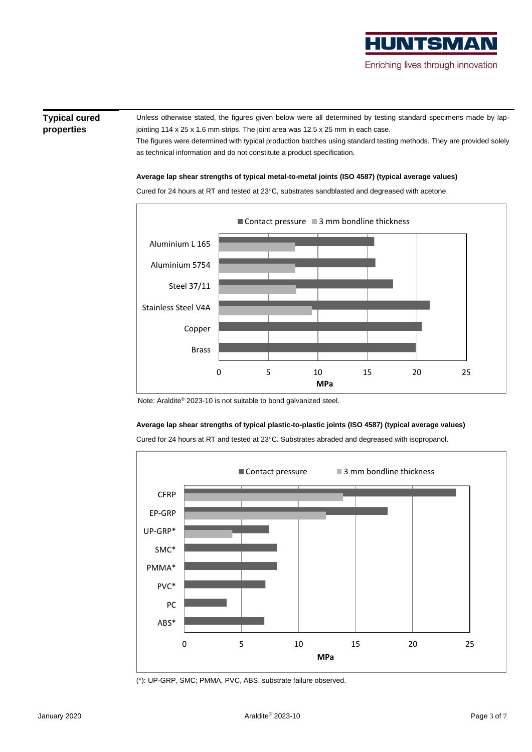## Typical cured properties

Unless otherwise stated, the figures given below were all determined by testing standard specimens made by lap-jointing 114 x 25 x 1.6 mm strips. The joint area was 12.5 x 25 mm in each case.

The figures were determined with typical production batches using standard testing methods. They are provided solely as technical information and do not constitute a product specification.

**Average lap shear strengths of typical metal-to-metal joints (ISO 4587) (typical average values)**

Cured for 24 hours at RT and tested at 23°C, substrates sandblasted and degreased with acetone.

Note: Araldite® 2023-10 is not suitable to bond galvanized steel.

**Average lap shear strengths of typical plastic-to-plastic joints (ISO 4587) (typical average values)**

Cured for 24 hours at RT and tested at 23°C. Substrates abraded and degreased with isopropanol.

(*): UP-GRP, SMC; PMMA, PVC, ABS, substrate failure observed.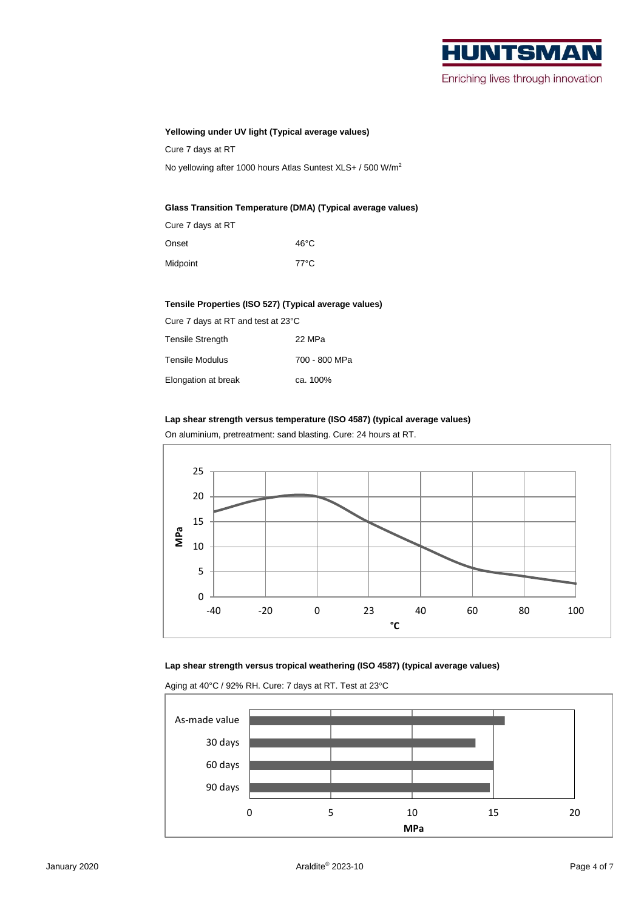**Yellowing under UV light (Typical average values)**

Cure 7 days at RT

No yellowing after 1000 hours Atlas Suntest XLS+ / 500 W/m$^2$

**Glass Transition Temperature (DMA) (Typical average values)**

Cure 7 days at RT

| | |
|---|---|
| Onset | 46°C |
| Midpoint | 77°C |

**Tensile Properties (ISO 527) (Typical average values)**

Cure 7 days at RT and test at 23°C

| | |
|---|---|
| Tensile Strength | 22 MPa |
| Tensile Modulus | 700 - 800 MPa |
| Elongation at break | ca. 100% |

**Lap shear strength versus temperature (ISO 4587) (typical average values)**

On aluminium, pretreatment: sand blasting. Cure: 24 hours at RT.

**Lap shear strength versus tropical weathering (ISO 4587) (typical average values)**

Aging at 40°C / 92% RH. Cure: 7 days at RT. Test at 23°C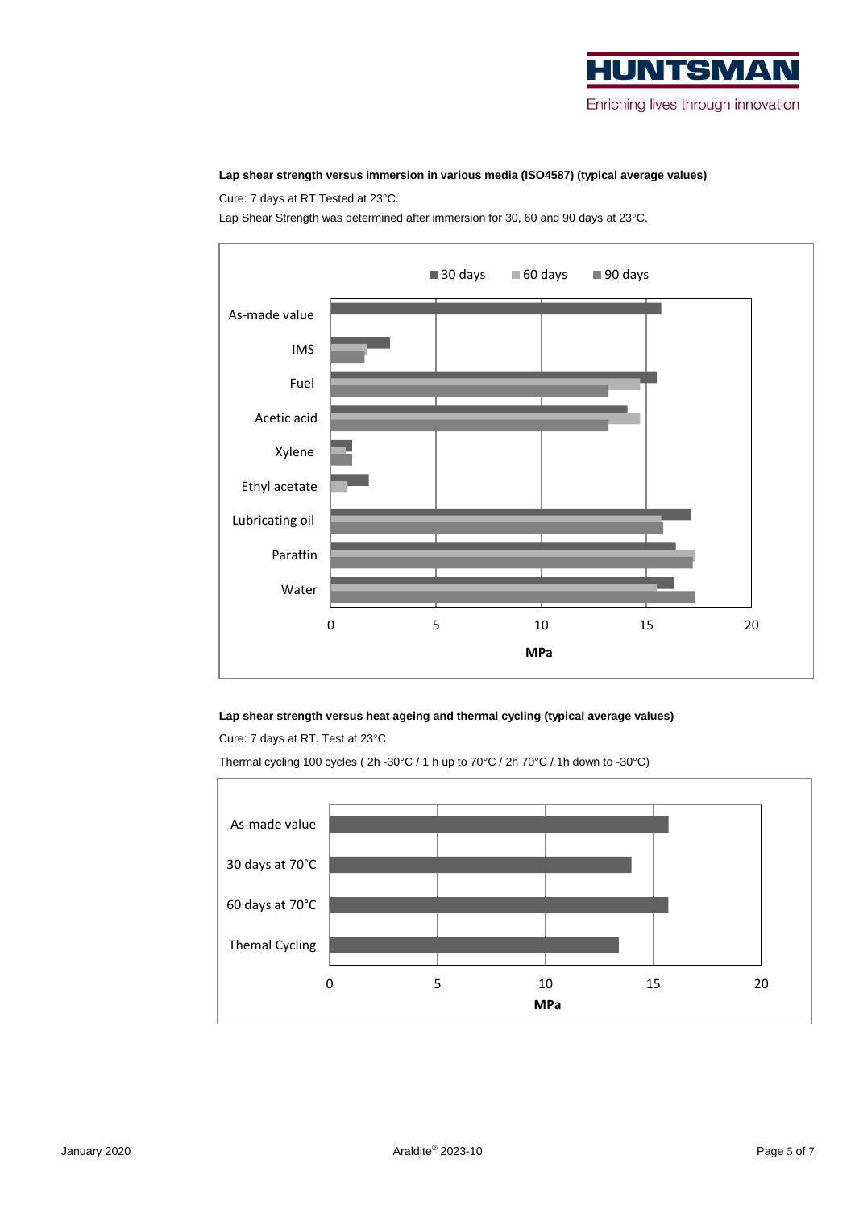**Lap shear strength versus immersion in various media (ISO4587) (typical average values)**

Cure: 7 days at RT Tested at 23°C.

Lap Shear Strength was determined after immersion for 30, 60 and 90 days at 23°C.

**Lap shear strength versus heat ageing and thermal cycling (typical average values)**

Cure: 7 days at RT. Test at 23°C

Thermal cycling 100 cycles ( 2h -30°C / 1 h up to 70°C / 2h 70°C / 1h down to -30°C)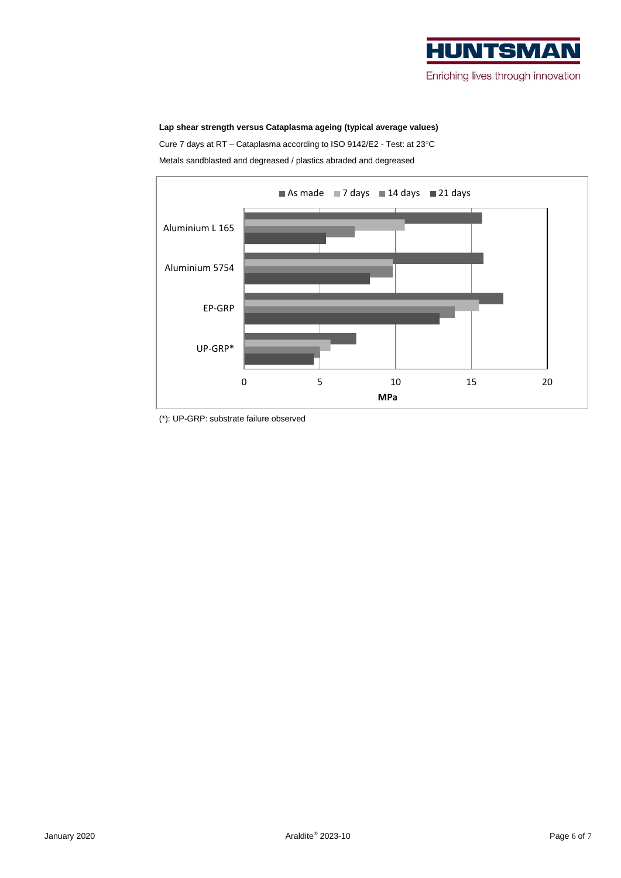**Lap shear strength versus Cataplasma ageing (typical average values)**

Cure 7 days at RT – Cataplasma according to ISO 9142/E2 - Test: at 23°C

Metals sandblasted and degreased / plastics abraded and degreased

(*): UP-GRP: substrate failure observed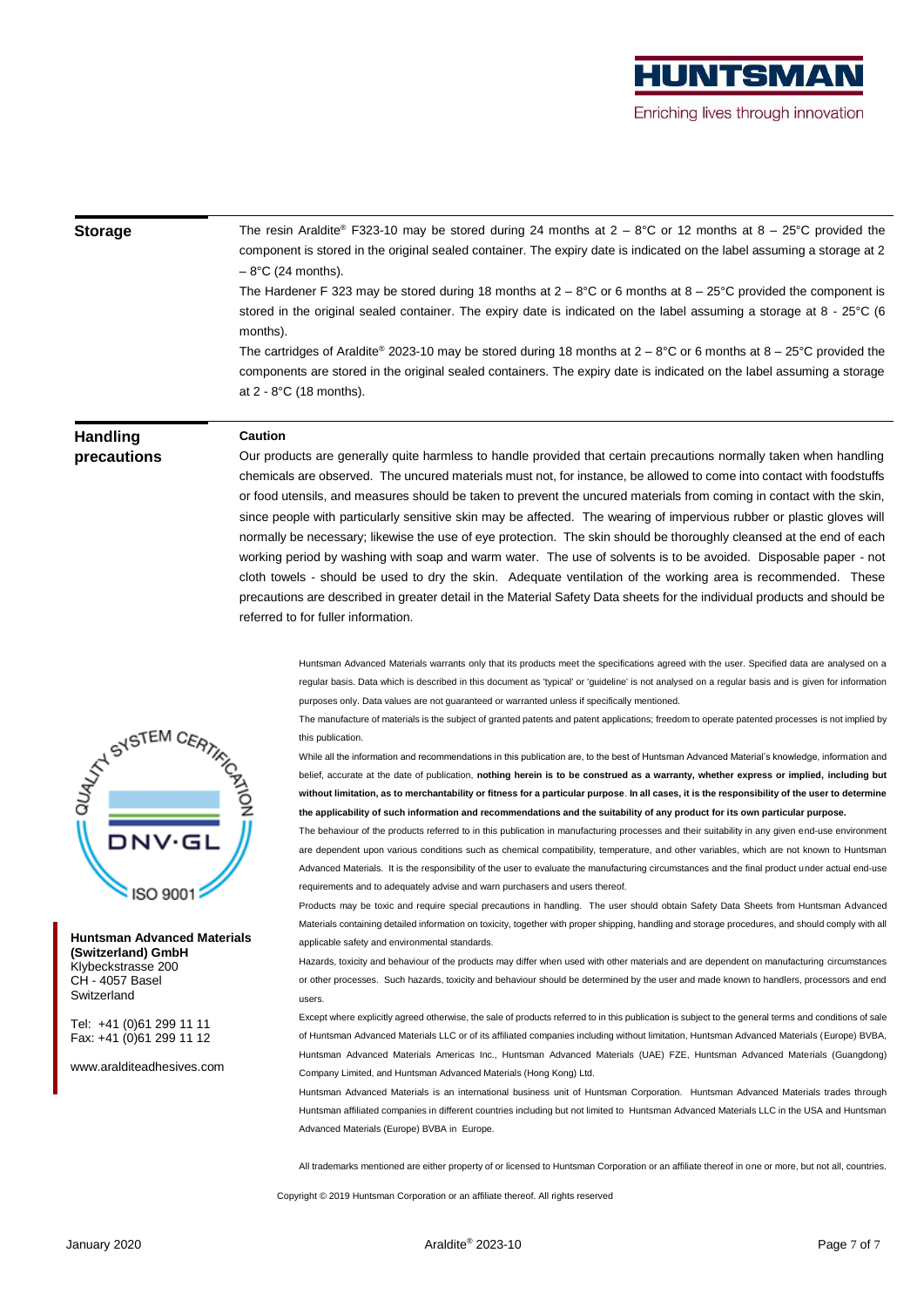## Storage

The resin Araldite® F323-10 may be stored during 24 months at 2 – 8°C or 12 months at 8 – 25°C provided the component is stored in the original sealed container. The expiry date is indicated on the label assuming a storage at 2 – 8°C (24 months).

The Hardener F 323 may be stored during 18 months at 2 – 8°C or 6 months at 8 – 25°C provided the component is stored in the original sealed container. The expiry date is indicated on the label assuming a storage at 8 - 25°C (6 months).

The cartridges of Araldite® 2023-10 may be stored during 18 months at 2 – 8°C or 6 months at 8 – 25°C provided the components are stored in the original sealed containers. The expiry date is indicated on the label assuming a storage at 2 - 8°C (18 months).

## Handling precautions

**Caution**

Our products are generally quite harmless to handle provided that certain precautions normally taken when handling chemicals are observed. The uncured materials must not, for instance, be allowed to come into contact with foodstuffs or food utensils, and measures should be taken to prevent the uncured materials from coming in contact with the skin, since people with particularly sensitive skin may be affected. The wearing of impervious rubber or plastic gloves will normally be necessary; likewise the use of eye protection. The skin should be thoroughly cleansed at the end of each working period by washing with soap and warm water. The use of solvents is to be avoided. Disposable paper - not cloth towels - should be used to dry the skin. Adequate ventilation of the working area is recommended. These precautions are described in greater detail in the Material Safety Data sheets for the individual products and should be referred to for fuller information.

QUALITY SYSTEM CERTIFICATION
DNV·GL
ISO 9001

**Huntsman Advanced Materials (Switzerland) GmbH**
Klybeckstrasse 200
CH - 4057 Basel
Switzerland

Tel: +41 (0)61 299 11 11
Fax: +41 (0)61 299 11 12

www.aralditeadhesives.com

Huntsman Advanced Materials warrants only that its products meet the specifications agreed with the user. Specified data are analysed on a regular basis. Data which is described in this document as 'typical' or 'guideline' is not analysed on a regular basis and is given for information purposes only. Data values are not guaranteed or warranted unless if specifically mentioned.

The manufacture of materials is the subject of granted patents and patent applications; freedom to operate patented processes is not implied by this publication.

While all the information and recommendations in this publication are, to the best of Huntsman Advanced Material's knowledge, information and belief, accurate at the date of publication, **nothing herein is to be construed as a warranty, whether express or implied, including but without limitation, as to merchantability or fitness for a particular purpose**. **In all cases, it is the responsibility of the user to determine the applicability of such information and recommendations and the suitability of any product for its own particular purpose.**

The behaviour of the products referred to in this publication in manufacturing processes and their suitability in any given end-use environment are dependent upon various conditions such as chemical compatibility, temperature, and other variables, which are not known to Huntsman Advanced Materials. It is the responsibility of the user to evaluate the manufacturing circumstances and the final product under actual end-use requirements and to adequately advise and warn purchasers and users thereof.

Products may be toxic and require special precautions in handling. The user should obtain Safety Data Sheets from Huntsman Advanced Materials containing detailed information on toxicity, together with proper shipping, handling and storage procedures, and should comply with all applicable safety and environmental standards.

Hazards, toxicity and behaviour of the products may differ when used with other materials and are dependent on manufacturing circumstances or other processes. Such hazards, toxicity and behaviour should be determined by the user and made known to handlers, processors and end users.

Except where explicitly agreed otherwise, the sale of products referred to in this publication is subject to the general terms and conditions of sale of Huntsman Advanced Materials LLC or of its affiliated companies including without limitation, Huntsman Advanced Materials (Europe) BVBA, Huntsman Advanced Materials Americas Inc., Huntsman Advanced Materials (UAE) FZE, Huntsman Advanced Materials (Guangdong) Company Limited, and Huntsman Advanced Materials (Hong Kong) Ltd.

Huntsman Advanced Materials is an international business unit of Huntsman Corporation. Huntsman Advanced Materials trades through Huntsman affiliated companies in different countries including but not limited to Huntsman Advanced Materials LLC in the USA and Huntsman Advanced Materials (Europe) BVBA in Europe.

All trademarks mentioned are either property of or licensed to Huntsman Corporation or an affiliate thereof in one or more, but not all, countries.

Copyright © 2019 Huntsman Corporation or an affiliate thereof. All rights reserved